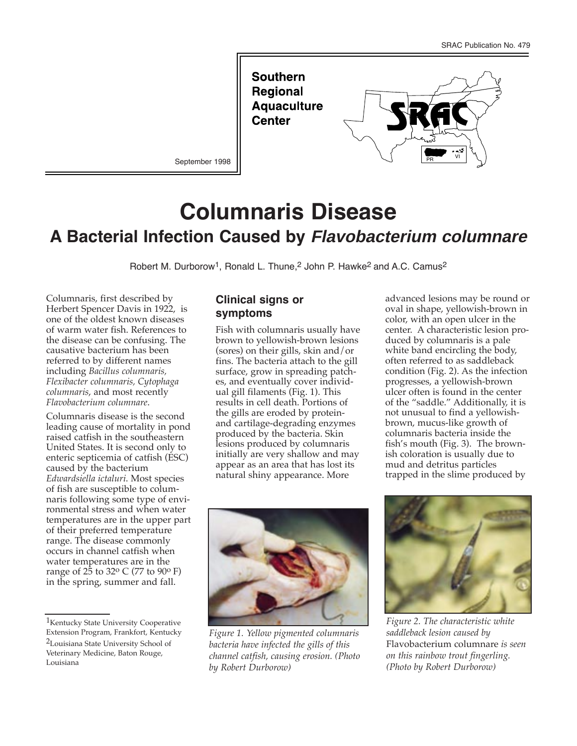SRAC Publication No. 479

Southern Regional Aquaculture Center

September 1998

# Columnaris Disease

## A Bacterial Infection Caused by *Flavobacterium columnare*

Robert M. Durborow[1], Ronald L. Thune,[2] John P. Hawke[2] and A.C. Camus[2]

Columnaris, first described by Herbert Spencer Davis in 1922, is one of the oldest known diseases of warm water fish. References to the disease can be confusing. The causative bacterium has been referred to by different names including *Bacillus columnaris, Flexibacter columnaris, Cytophaga columnaris*, and most recently *Flavobacterium columnare*.

Columnaris disease is the second leading cause of mortality in pond raised catfish in the southeastern United States. It is second only to enteric septicemia of catfish (ESC) caused by the bacterium *Edwardsiella ictaluri*. Most species of fish are susceptible to columnaris following some type of environmental stress and when water temperatures are in the upper part of their preferred temperature range. The disease commonly occurs in channel catfish when water temperatures are in the range of 25 to 32º C (77 to 90º F) in the spring, summer and fall.

### Clinical signs or symptoms

Fish with columnaris usually have brown to yellowish-brown lesions (sores) on their gills, skin and/or fins. The bacteria attach to the gill surface, grow in spreading patches, and eventually cover individual gill filaments (Fig. 1). This results in cell death. Portions of the gills are eroded by protein- and cartilage-degrading enzymes produced by the bacteria. Skin lesions produced by columnaris initially are very shallow and may appear as an area that has lost its natural shiny appearance. More advanced lesions may be round or oval in shape, yellowish-brown in color, with an open ulcer in the center. A characteristic lesion produced by columnaris is a pale white band encircling the body, often referred to as saddleback condition (Fig. 2). As the infection progresses, a yellowish-brown ulcer often is found in the center of the "saddle." Additionally, it is not unusual to find a yellowish-brown, mucus-like growth of columnaris bacteria inside the fish's mouth (Fig. 3). The brownish coloration is usually due to mud and detritus particles trapped in the slime produced by

*Figure 1. Yellow pigmented columnaris bacteria have infected the gills of this channel catfish, causing erosion. (Photo by Robert Durborow)*

*Figure 2. The characteristic white saddleback lesion caused by* Flavobacterium columnare *is seen on this rainbow trout fingerling. (Photo by Robert Durborow)*

[1]Kentucky State University Cooperative Extension Program, Frankfort, Kentucky

[2]Louisiana State University School of Veterinary Medicine, Baton Rouge, Louisiana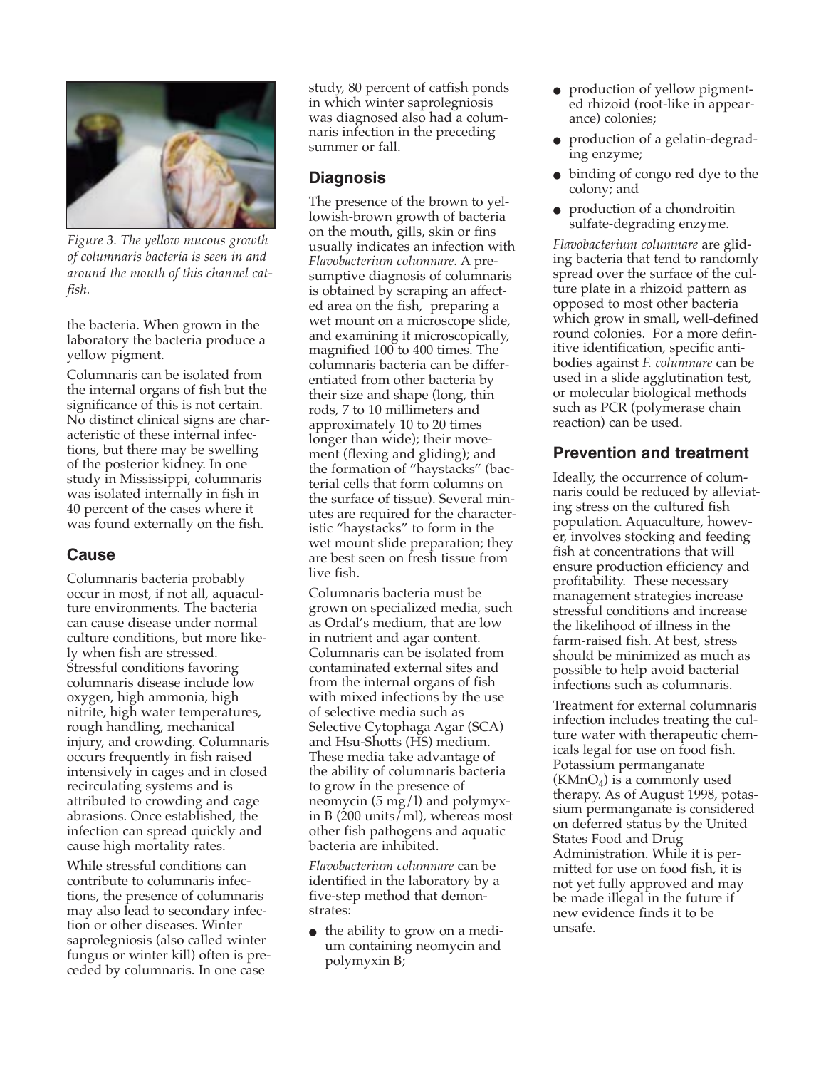*Figure 3. The yellow mucous growth of columnaris bacteria is seen in and around the mouth of this channel catfish.*

the bacteria. When grown in the laboratory the bacteria produce a yellow pigment.

Columnaris can be isolated from the internal organs of fish but the significance of this is not certain. No distinct clinical signs are characteristic of these internal infections, but there may be swelling of the posterior kidney. In one study in Mississippi, columnaris was isolated internally in fish in 40 percent of the cases where it was found externally on the fish.

## Cause

Columnaris bacteria probably occur in most, if not all, aquaculture environments. The bacteria can cause disease under normal culture conditions, but more likely when fish are stressed. Stressful conditions favoring columnaris disease include low oxygen, high ammonia, high nitrite, high water temperatures, rough handling, mechanical injury, and crowding. Columnaris occurs frequently in fish raised intensively in cages and in closed recirculating systems and is attributed to crowding and cage abrasions. Once established, the infection can spread quickly and cause high mortality rates.

While stressful conditions can contribute to columnaris infections, the presence of columnaris may also lead to secondary infection or other diseases. Winter saprolegniosis (also called winter fungus or winter kill) often is preceded by columnaris. In one case study, 80 percent of catfish ponds in which winter saprolegniosis was diagnosed also had a columnaris infection in the preceding summer or fall.

## Diagnosis

The presence of the brown to yellowish-brown growth of bacteria on the mouth, gills, skin or fins usually indicates an infection with *Flavobacterium columnare*. A presumptive diagnosis of columnaris is obtained by scraping an affected area on the fish, preparing a wet mount on a microscope slide, and examining it microscopically, magnified 100 to 400 times. The columnaris bacteria can be differentiated from other bacteria by their size and shape (long, thin rods, 7 to 10 millimeters and approximately 10 to 20 times longer than wide); their movement (flexing and gliding); and the formation of "haystacks" (bacterial cells that form columns on the surface of tissue). Several minutes are required for the characteristic "haystacks" to form in the wet mount slide preparation; they are best seen on fresh tissue from live fish.

Columnaris bacteria must be grown on specialized media, such as Ordal's medium, that are low in nutrient and agar content. Columnaris can be isolated from contaminated external sites and from the internal organs of fish with mixed infections by the use of selective media such as Selective Cytophaga Agar (SCA) and Hsu-Shotts (HS) medium. These media take advantage of the ability of columnaris bacteria to grow in the presence of neomycin (5 mg/l) and polymyxin B (200 units/ml), whereas most other fish pathogens and aquatic bacteria are inhibited.

*Flavobacterium columnare* can be identified in the laboratory by a five-step method that demonstrates:

- the ability to grow on a medium containing neomycin and polymyxin B;
- production of yellow pigmented rhizoid (root-like in appearance) colonies;
- production of a gelatin-degrading enzyme;
- binding of congo red dye to the colony; and
- production of a chondroitin sulfate-degrading enzyme.

*Flavobacterium columnare* are gliding bacteria that tend to randomly spread over the surface of the culture plate in a rhizoid pattern as opposed to most other bacteria which grow in small, well-defined round colonies. For a more definitive identification, specific antibodies against *F. columnare* can be used in a slide agglutination test, or molecular biological methods such as PCR (polymerase chain reaction) can be used.

## Prevention and treatment

Ideally, the occurrence of columnaris could be reduced by alleviating stress on the cultured fish population. Aquaculture, however, involves stocking and feeding fish at concentrations that will ensure production efficiency and profitability. These necessary management strategies increase stressful conditions and increase the likelihood of illness in the farm-raised fish. At best, stress should be minimized as much as possible to help avoid bacterial infections such as columnaris.

Treatment for external columnaris infection includes treating the culture water with therapeutic chemicals legal for use on food fish. Potassium permanganate ($KMnO_4$) is a commonly used therapy. As of August 1998, potassium permanganate is considered on deferred status by the United States Food and Drug Administration. While it is permitted for use on food fish, it is not yet fully approved and may be made illegal in the future if new evidence finds it to be unsafe.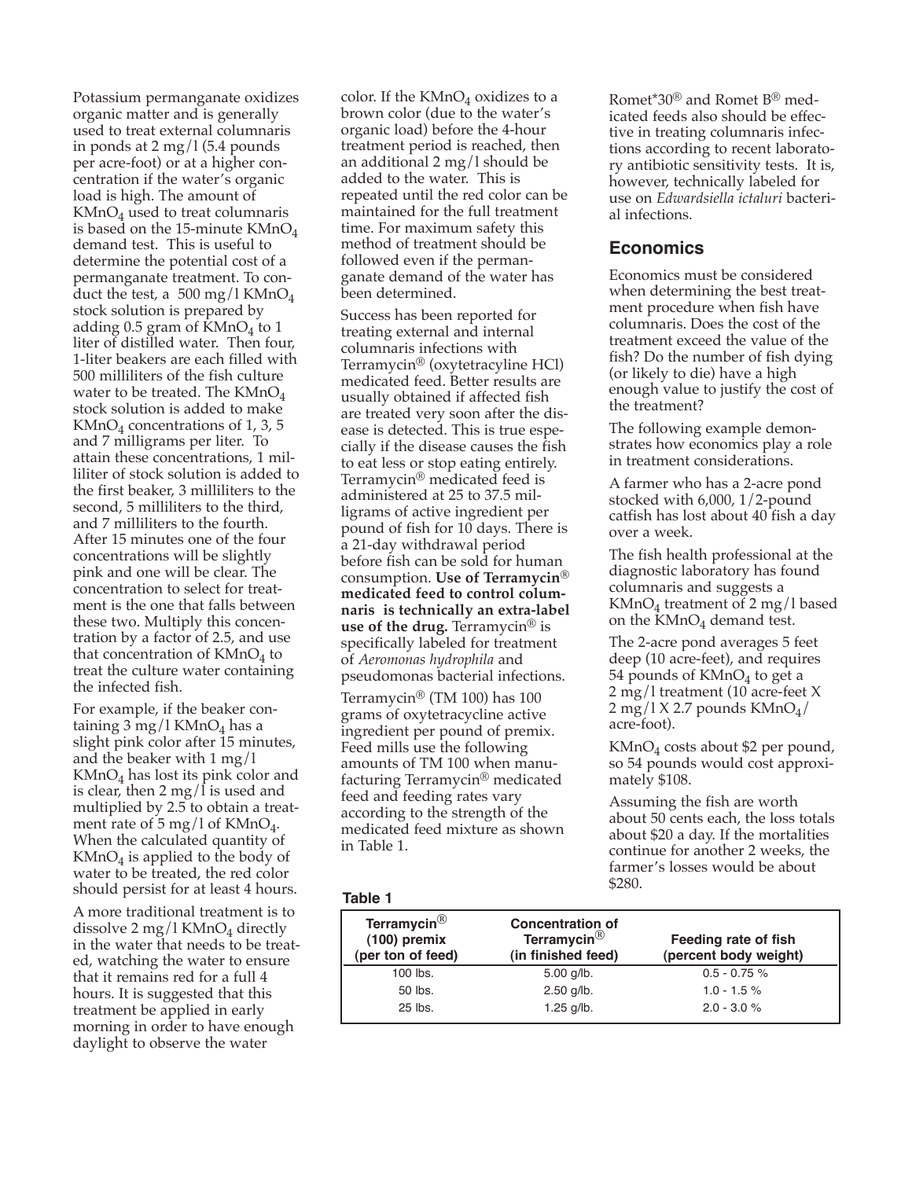Potassium permanganate oxidizes organic matter and is generally used to treat external columnaris in ponds at 2 mg/l (5.4 pounds per acre-foot) or at a higher concentration if the water's organic load is high. The amount of $KMnO_4$ used to treat columnaris is based on the 15-minute $KMnO_4$ demand test. This is useful to determine the potential cost of a permanganate treatment. To conduct the test, a 500 mg/l $KMnO_4$ stock solution is prepared by adding 0.5 gram of $KMnO_4$ to 1 liter of distilled water. Then four, 1-liter beakers are each filled with 500 milliliters of the fish culture water to be treated. The $KMnO_4$ stock solution is added to make $KMnO_4$ concentrations of 1, 3, 5 and 7 milligrams per liter. To attain these concentrations, 1 milliliter of stock solution is added to the first beaker, 3 milliliters to the second, 5 milliliters to the third, and 7 milliliters to the fourth. After 15 minutes one of the four concentrations will be slightly pink and one will be clear. The concentration to select for treatment is the one that falls between these two. Multiply this concentration by a factor of 2.5, and use that concentration of $KMnO_4$ to treat the culture water containing the infected fish.

For example, if the beaker containing 3 mg/l $KMnO_4$ has a slight pink color after 15 minutes, and the beaker with 1 mg/l $KMnO_4$ has lost its pink color and is clear, then 2 mg/l is used and multiplied by 2.5 to obtain a treatment rate of 5 mg/l of $KMnO_4$. When the calculated quantity of $KMnO_4$ is applied to the body of water to be treated, the red color should persist for at least 4 hours.

A more traditional treatment is to dissolve 2 mg/l $KMnO_4$ directly in the water that needs to be treated, watching the water to ensure that it remains red for a full 4 hours. It is suggested that this treatment be applied in early morning in order to have enough daylight to observe the water color. If the $KMnO_4$ oxidizes to a brown color (due to the water's organic load) before the 4-hour treatment period is reached, then an additional 2 mg/l should be added to the water. This is repeated until the red color can be maintained for the full treatment time. For maximum safety this method of treatment should be followed even if the permanganate demand of the water has been determined.

Success has been reported for treating external and internal columnaris infections with Terramycin® (oxytetracyline HCl) medicated feed. Better results are usually obtained if affected fish are treated very soon after the disease is detected. This is true especially if the disease causes the fish to eat less or stop eating entirely. Terramycin® medicated feed is administered at 25 to 37.5 milligrams of active ingredient per pound of fish for 10 days. There is a 21-day withdrawal period before fish can be sold for human consumption. **Use of Terramycin® medicated feed to control columnaris is technically an extra-label use of the drug.** Terramycin® is specifically labeled for treatment of *Aeromonas hydrophila* and pseudomonas bacterial infections.

Terramycin® (TM 100) has 100 grams of oxytetracycline active ingredient per pound of premix. Feed mills use the following amounts of TM 100 when manufacturing Terramycin® medicated feed and feeding rates vary according to the strength of the medicated feed mixture as shown in Table 1.

**Table 1**

| Terramycin® (100) premix (per ton of feed) | Concentration of Terramycin® (in finished feed) | Feeding rate of fish (percent body weight) |
|---|---|---|
| 100 lbs. | 5.00 g/lb. | 0.5 - 0.75 % |
| 50 lbs. | 2.50 g/lb. | 1.0 - 1.5 % |
| 25 lbs. | 1.25 g/lb. | 2.0 - 3.0 % |

Romet*30® and Romet B® medicated feeds also should be effective in treating columnaris infections according to recent laboratory antibiotic sensitivity tests. It is, however, technically labeled for use on *Edwardsiella ictaluri* bacterial infections.

## Economics

Economics must be considered when determining the best treatment procedure when fish have columnaris. Does the cost of the treatment exceed the value of the fish? Do the number of fish dying (or likely to die) have a high enough value to justify the cost of the treatment?

The following example demonstrates how economics play a role in treatment considerations.

A farmer who has a 2-acre pond stocked with 6,000, 1/2-pound catfish has lost about 40 fish a day over a week.

The fish health professional at the diagnostic laboratory has found columnaris and suggests a $KMnO_4$ treatment of 2 mg/l based on the $KMnO_4$ demand test.

The 2-acre pond averages 5 feet deep (10 acre-feet), and requires 54 pounds of $KMnO_4$ to get a 2 mg/l treatment (10 acre-feet X 2 mg/l X 2.7 pounds $KMnO_4$/acre-foot).

$KMnO_4$ costs about $2 per pound, so 54 pounds would cost approximately $108.

Assuming the fish are worth about 50 cents each, the loss totals about $20 a day. If the mortalities continue for another 2 weeks, the farmer's losses would be about $280.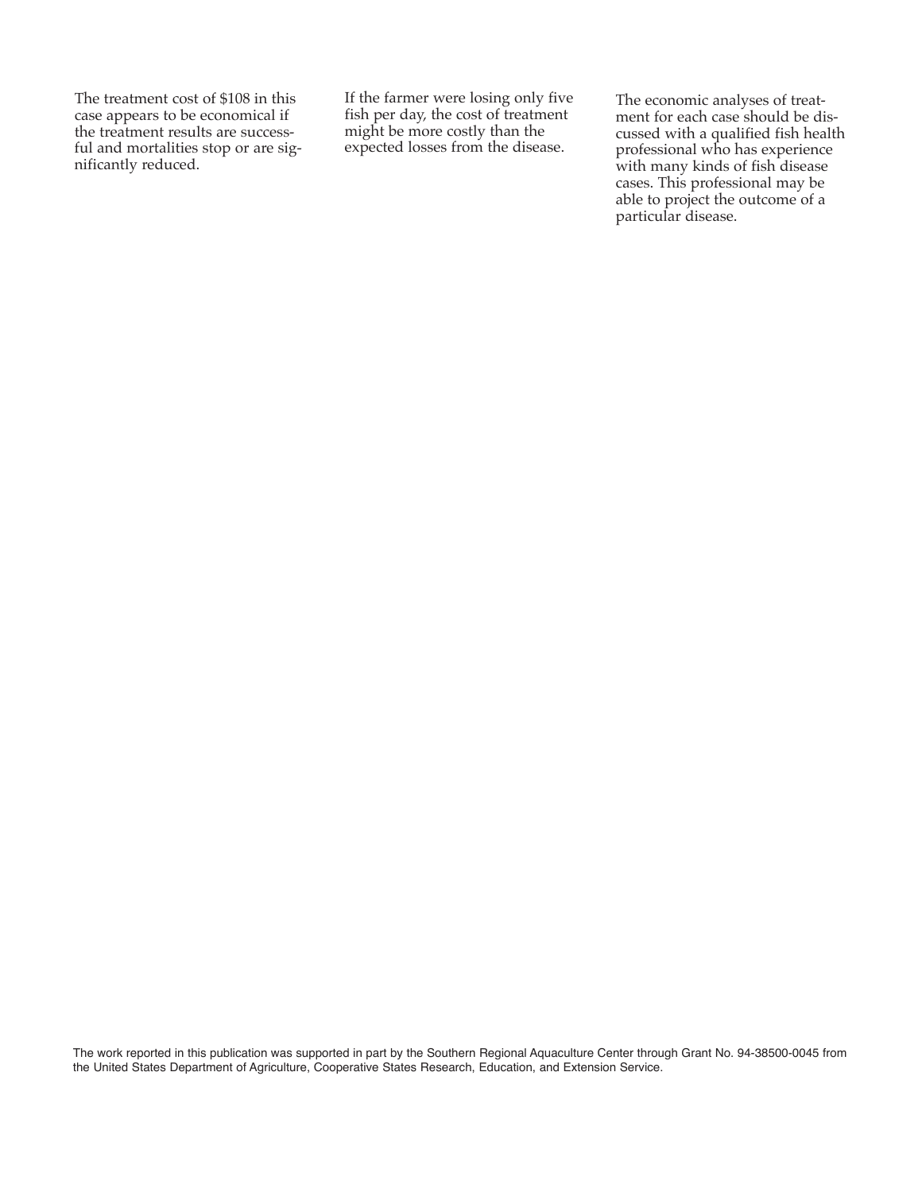The treatment cost of $108 in this case appears to be economical if the treatment results are successful and mortalities stop or are significantly reduced.

If the farmer were losing only five fish per day, the cost of treatment might be more costly than the expected losses from the disease.

The economic analyses of treatment for each case should be discussed with a qualified fish health professional who has experience with many kinds of fish disease cases. This professional may be able to project the outcome of a particular disease.

The work reported in this publication was supported in part by the Southern Regional Aquaculture Center through Grant No. 94-38500-0045 from the United States Department of Agriculture, Cooperative States Research, Education, and Extension Service.